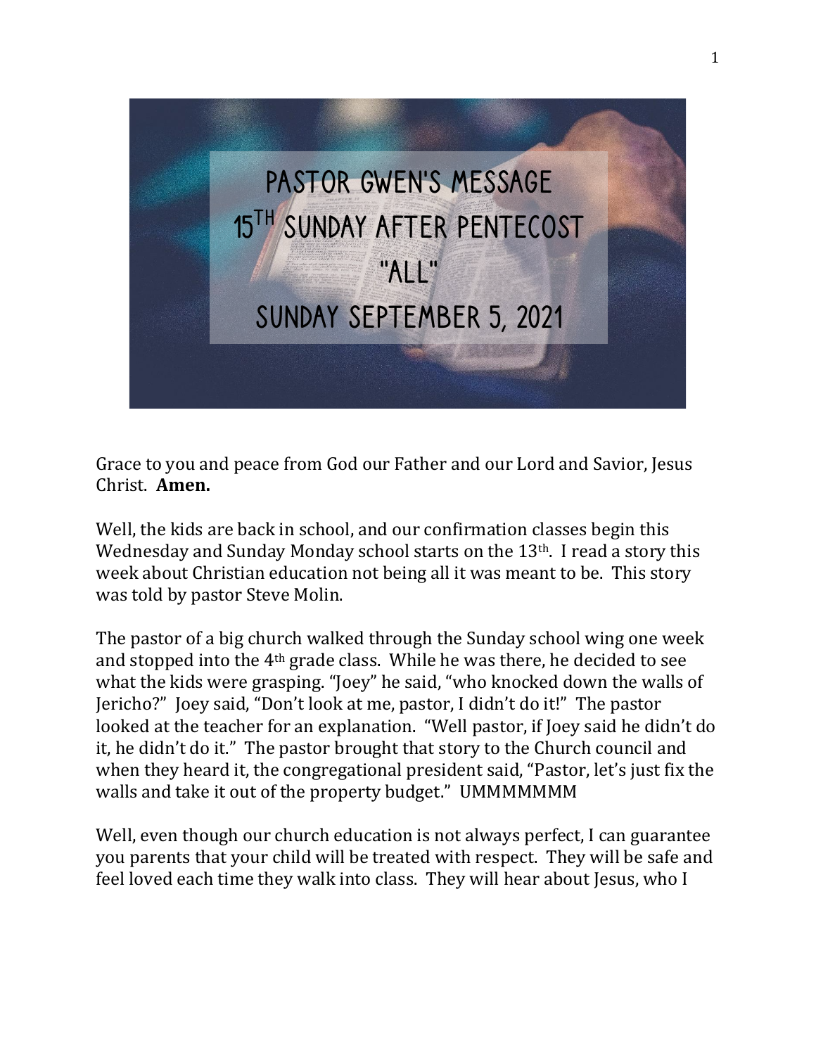# PASTOR GWEN'S MESSAGE
## 15TH SUNDAY AFTER PENTECOST
## "ALL"
## SUNDAY SEPTEMBER 5, 2021

Grace to you and peace from God our Father and our Lord and Savior, Jesus Christ. **Amen.**

Well, the kids are back in school, and our confirmation classes begin this Wednesday and Sunday Monday school starts on the 13th. I read a story this week about Christian education not being all it was meant to be. This story was told by pastor Steve Molin.

The pastor of a big church walked through the Sunday school wing one week and stopped into the 4th grade class. While he was there, he decided to see what the kids were grasping. "Joey" he said, "who knocked down the walls of Jericho?" Joey said, "Don't look at me, pastor, I didn't do it!" The pastor looked at the teacher for an explanation. "Well pastor, if Joey said he didn't do it, he didn't do it." The pastor brought that story to the Church council and when they heard it, the congregational president said, "Pastor, let's just fix the walls and take it out of the property budget." UMMMMMMM

Well, even though our church education is not always perfect, I can guarantee you parents that your child will be treated with respect. They will be safe and feel loved each time they walk into class. They will hear about Jesus, who I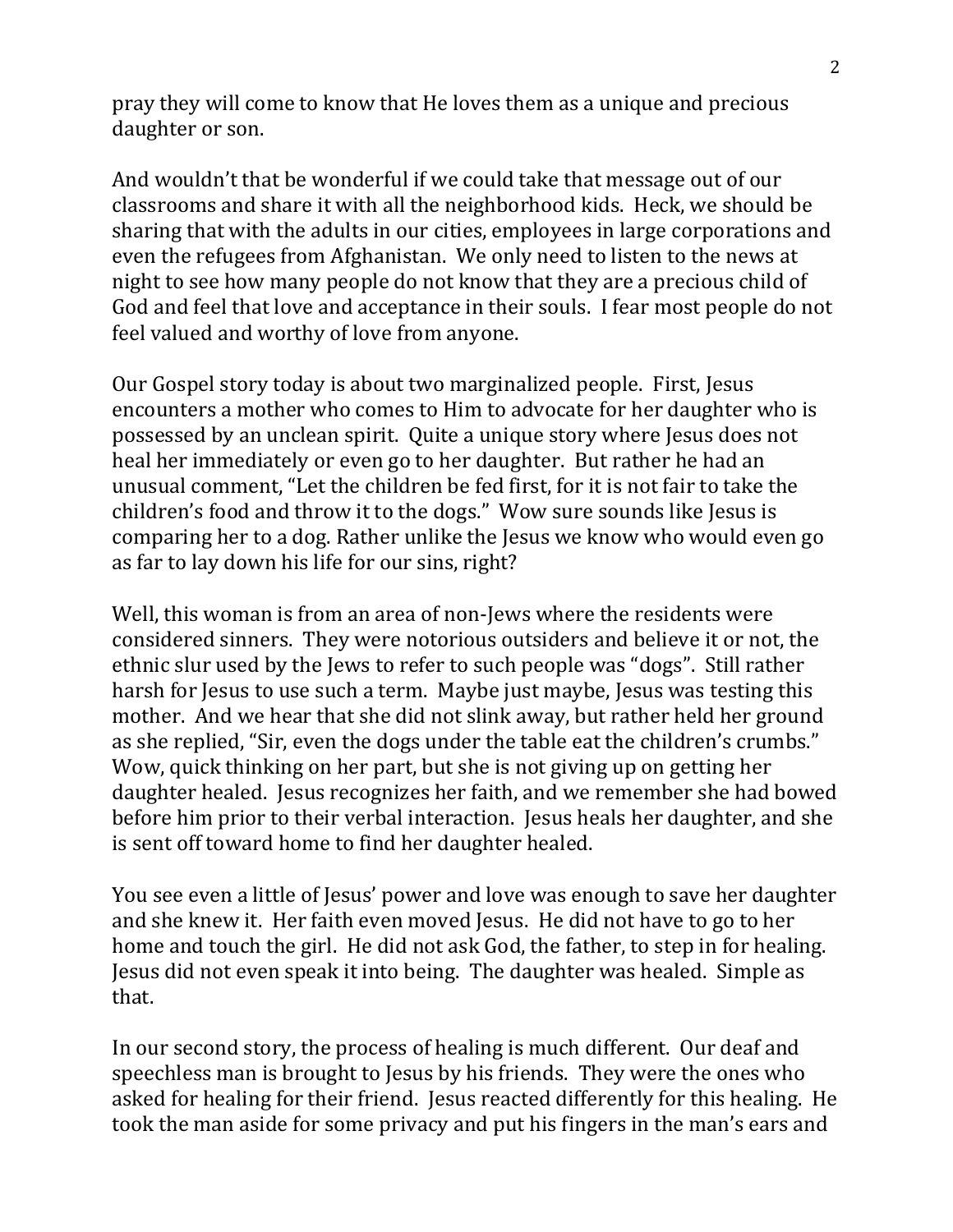pray they will come to know that He loves them as a unique and precious daughter or son.

And wouldn't that be wonderful if we could take that message out of our classrooms and share it with all the neighborhood kids. Heck, we should be sharing that with the adults in our cities, employees in large corporations and even the refugees from Afghanistan. We only need to listen to the news at night to see how many people do not know that they are a precious child of God and feel that love and acceptance in their souls. I fear most people do not feel valued and worthy of love from anyone.

Our Gospel story today is about two marginalized people. First, Jesus encounters a mother who comes to Him to advocate for her daughter who is possessed by an unclean spirit. Quite a unique story where Jesus does not heal her immediately or even go to her daughter. But rather he had an unusual comment, "Let the children be fed first, for it is not fair to take the children's food and throw it to the dogs." Wow sure sounds like Jesus is comparing her to a dog. Rather unlike the Jesus we know who would even go as far to lay down his life for our sins, right?

Well, this woman is from an area of non-Jews where the residents were considered sinners. They were notorious outsiders and believe it or not, the ethnic slur used by the Jews to refer to such people was "dogs". Still rather harsh for Jesus to use such a term. Maybe just maybe, Jesus was testing this mother. And we hear that she did not slink away, but rather held her ground as she replied, "Sir, even the dogs under the table eat the children's crumbs." Wow, quick thinking on her part, but she is not giving up on getting her daughter healed. Jesus recognizes her faith, and we remember she had bowed before him prior to their verbal interaction. Jesus heals her daughter, and she is sent off toward home to find her daughter healed.

You see even a little of Jesus' power and love was enough to save her daughter and she knew it. Her faith even moved Jesus. He did not have to go to her home and touch the girl. He did not ask God, the father, to step in for healing. Jesus did not even speak it into being. The daughter was healed. Simple as that.

In our second story, the process of healing is much different. Our deaf and speechless man is brought to Jesus by his friends. They were the ones who asked for healing for their friend. Jesus reacted differently for this healing. He took the man aside for some privacy and put his fingers in the man's ears and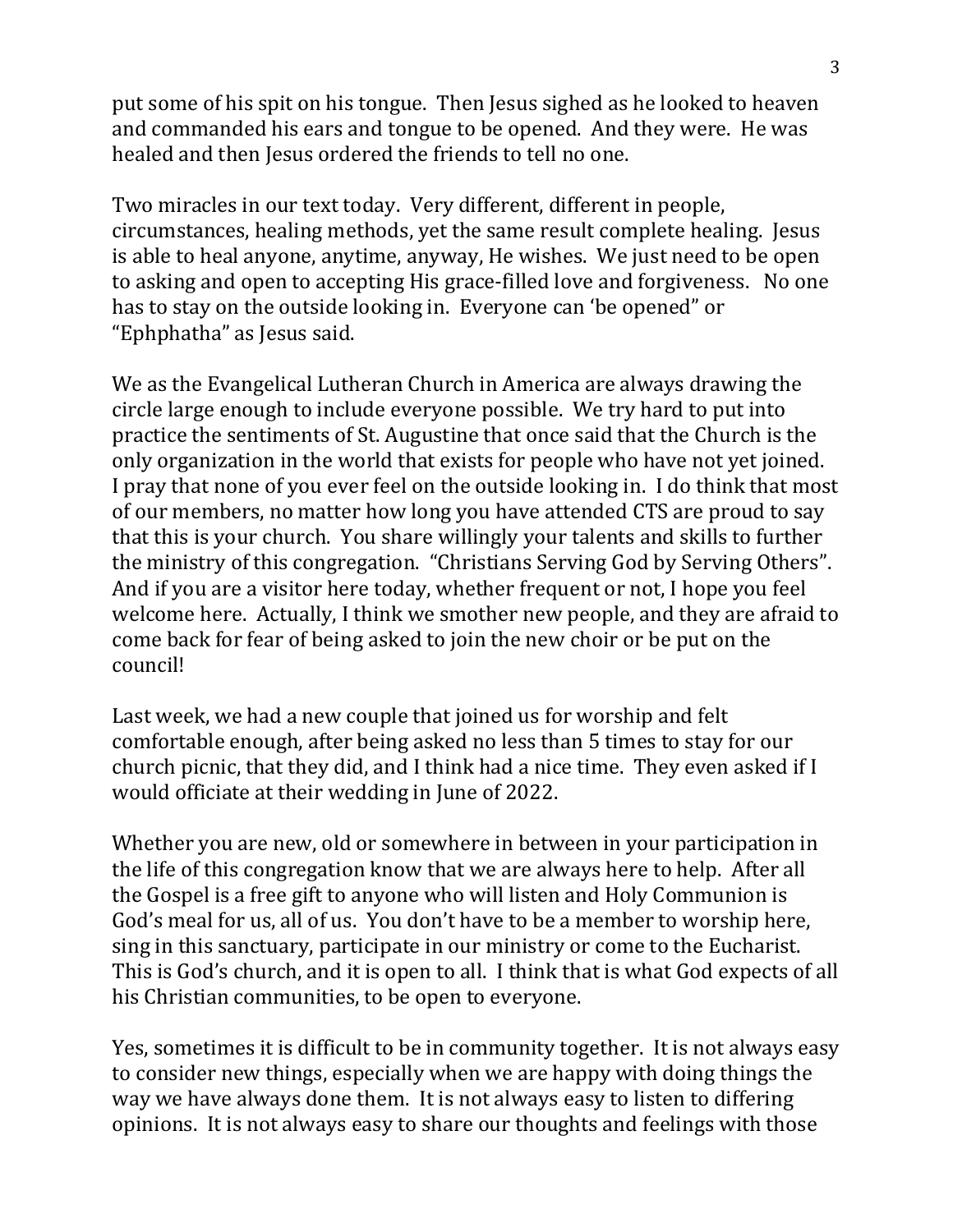put some of his spit on his tongue. Then Jesus sighed as he looked to heaven and commanded his ears and tongue to be opened. And they were. He was healed and then Jesus ordered the friends to tell no one.

Two miracles in our text today. Very different, different in people, circumstances, healing methods, yet the same result complete healing. Jesus is able to heal anyone, anytime, anyway, He wishes. We just need to be open to asking and open to accepting His grace-filled love and forgiveness. No one has to stay on the outside looking in. Everyone can 'be opened" or "Ephphatha" as Jesus said.

We as the Evangelical Lutheran Church in America are always drawing the circle large enough to include everyone possible. We try hard to put into practice the sentiments of St. Augustine that once said that the Church is the only organization in the world that exists for people who have not yet joined. I pray that none of you ever feel on the outside looking in. I do think that most of our members, no matter how long you have attended CTS are proud to say that this is your church. You share willingly your talents and skills to further the ministry of this congregation. "Christians Serving God by Serving Others". And if you are a visitor here today, whether frequent or not, I hope you feel welcome here. Actually, I think we smother new people, and they are afraid to come back for fear of being asked to join the new choir or be put on the council!

Last week, we had a new couple that joined us for worship and felt comfortable enough, after being asked no less than 5 times to stay for our church picnic, that they did, and I think had a nice time. They even asked if I would officiate at their wedding in June of 2022.

Whether you are new, old or somewhere in between in your participation in the life of this congregation know that we are always here to help. After all the Gospel is a free gift to anyone who will listen and Holy Communion is God's meal for us, all of us. You don't have to be a member to worship here, sing in this sanctuary, participate in our ministry or come to the Eucharist. This is God's church, and it is open to all. I think that is what God expects of all his Christian communities, to be open to everyone.

Yes, sometimes it is difficult to be in community together. It is not always easy to consider new things, especially when we are happy with doing things the way we have always done them. It is not always easy to listen to differing opinions. It is not always easy to share our thoughts and feelings with those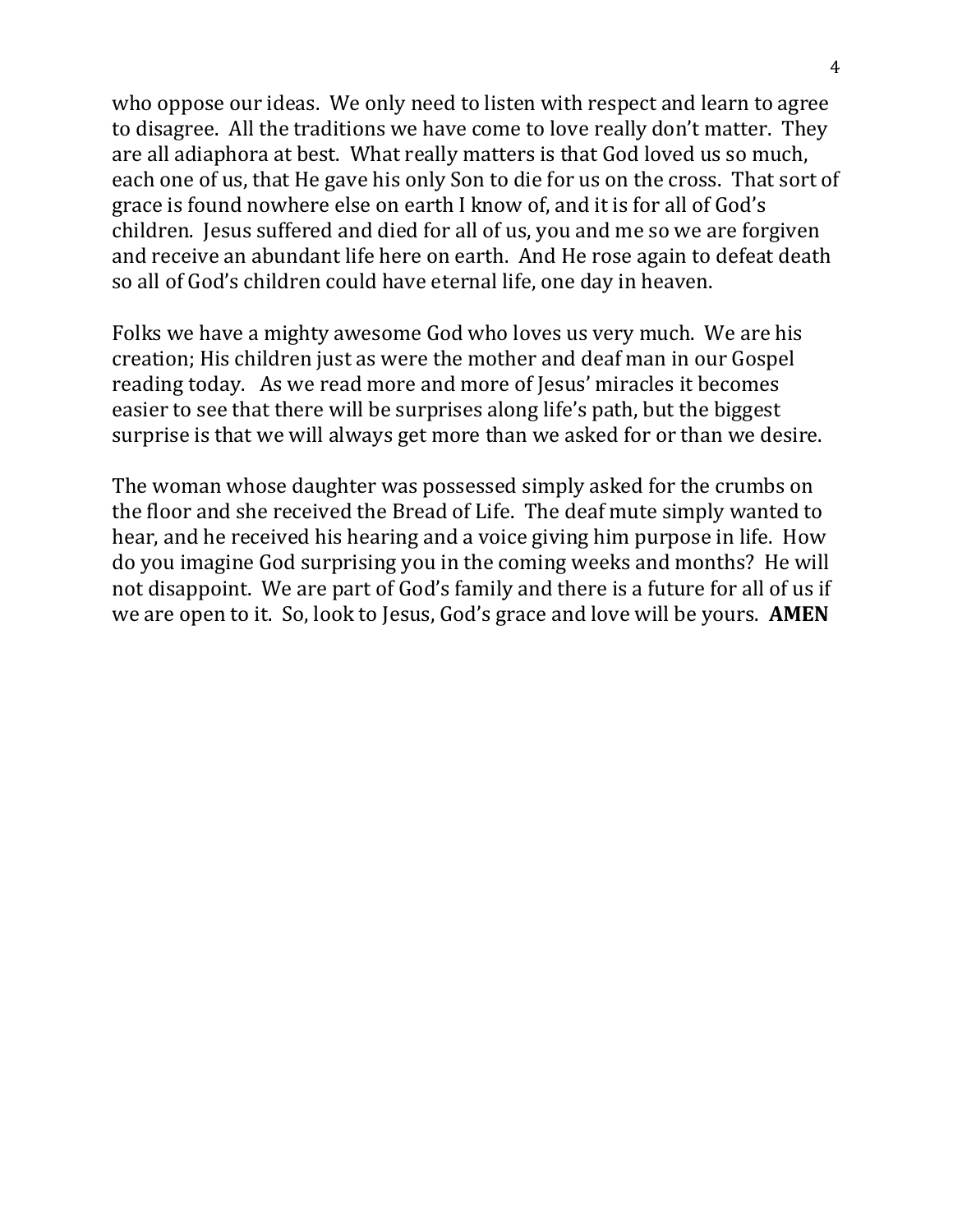who oppose our ideas. We only need to listen with respect and learn to agree to disagree. All the traditions we have come to love really don't matter. They are all adiaphora at best. What really matters is that God loved us so much, each one of us, that He gave his only Son to die for us on the cross. That sort of grace is found nowhere else on earth I know of, and it is for all of God's children. Jesus suffered and died for all of us, you and me so we are forgiven and receive an abundant life here on earth. And He rose again to defeat death so all of God's children could have eternal life, one day in heaven.

Folks we have a mighty awesome God who loves us very much. We are his creation; His children just as were the mother and deaf man in our Gospel reading today. As we read more and more of Jesus' miracles it becomes easier to see that there will be surprises along life's path, but the biggest surprise is that we will always get more than we asked for or than we desire.

The woman whose daughter was possessed simply asked for the crumbs on the floor and she received the Bread of Life. The deaf mute simply wanted to hear, and he received his hearing and a voice giving him purpose in life. How do you imagine God surprising you in the coming weeks and months? He will not disappoint. We are part of God's family and there is a future for all of us if we are open to it. So, look to Jesus, God's grace and love will be yours. **AMEN**